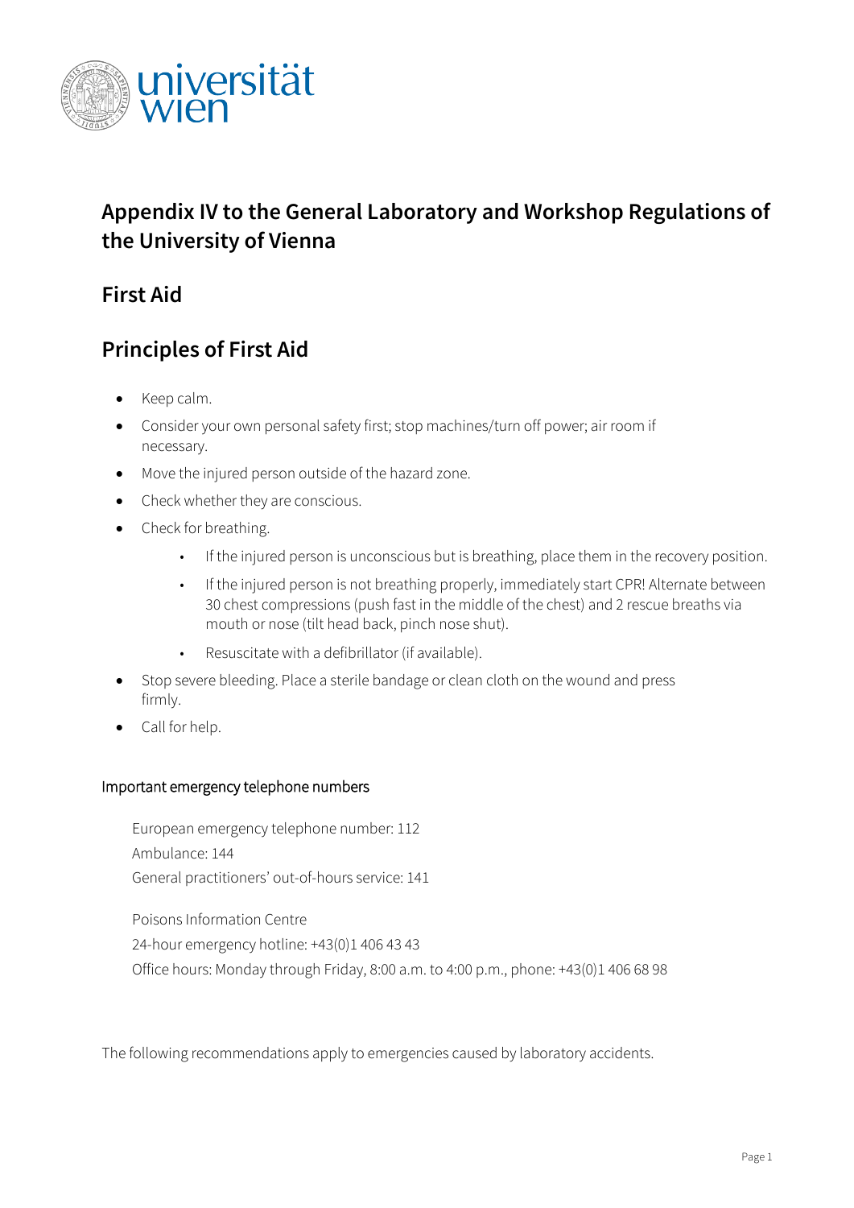# Appendix IV to the General Laboratory and Workshop Regulations of the University of Vienna

## First Aid

## Principles of First Aid

- Keep calm.
- Consider your own personal safety first; stop machines/turn off power; air room if necessary.
- Move the injured person outside of the hazard zone.
- Check whether they are conscious.
- Check for breathing.
  - If the injured person is unconscious but is breathing, place them in the recovery position.
  - If the injured person is not breathing properly, immediately start CPR! Alternate between 30 chest compressions (push fast in the middle of the chest) and 2 rescue breaths via mouth or nose (tilt head back, pinch nose shut).
  - Resuscitate with a defibrillator (if available).
- Stop severe bleeding. Place a sterile bandage or clean cloth on the wound and press firmly.
- Call for help.

### Important emergency telephone numbers

European emergency telephone number: 112
Ambulance: 144
General practitioners' out-of-hours service: 141

Poisons Information Centre
24-hour emergency hotline: +43(0)1 406 43 43
Office hours: Monday through Friday, 8:00 a.m. to 4:00 p.m., phone: +43(0)1 406 68 98

The following recommendations apply to emergencies caused by laboratory accidents.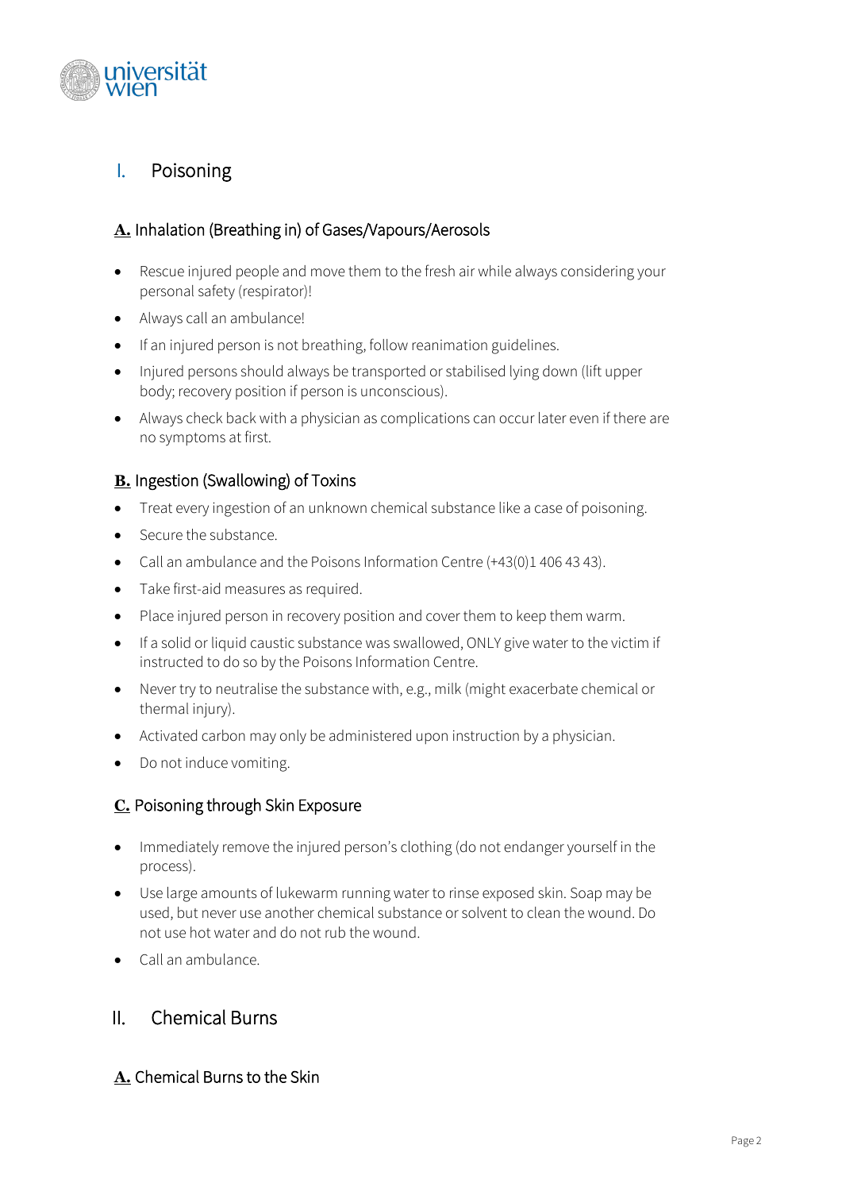## I. Poisoning

### A. Inhalation (Breathing in) of Gases/Vapours/Aerosols

- Rescue injured people and move them to the fresh air while always considering your personal safety (respirator)!
- Always call an ambulance!
- If an injured person is not breathing, follow reanimation guidelines.
- Injured persons should always be transported or stabilised lying down (lift upper body; recovery position if person is unconscious).
- Always check back with a physician as complications can occur later even if there are no symptoms at first.

### B. Ingestion (Swallowing) of Toxins

- Treat every ingestion of an unknown chemical substance like a case of poisoning.
- Secure the substance.
- Call an ambulance and the Poisons Information Centre (+43(0)1 406 43 43).
- Take first-aid measures as required.
- Place injured person in recovery position and cover them to keep them warm.
- If a solid or liquid caustic substance was swallowed, ONLY give water to the victim if instructed to do so by the Poisons Information Centre.
- Never try to neutralise the substance with, e.g., milk (might exacerbate chemical or thermal injury).
- Activated carbon may only be administered upon instruction by a physician.
- Do not induce vomiting.

### C. Poisoning through Skin Exposure

- Immediately remove the injured person's clothing (do not endanger yourself in the process).
- Use large amounts of lukewarm running water to rinse exposed skin. Soap may be used, but never use another chemical substance or solvent to clean the wound. Do not use hot water and do not rub the wound.
- Call an ambulance.

## II. Chemical Burns

### A. Chemical Burns to the Skin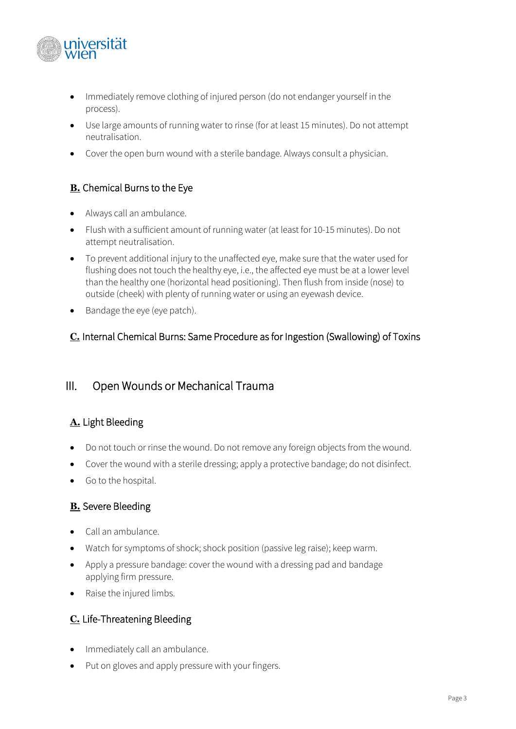- Immediately remove clothing of injured person (do not endanger yourself in the process).
- Use large amounts of running water to rinse (for at least 15 minutes). Do not attempt neutralisation.
- Cover the open burn wound with a sterile bandage. Always consult a physician.

### **B.** Chemical Burns to the Eye

- Always call an ambulance.
- Flush with a sufficient amount of running water (at least for 10-15 minutes). Do not attempt neutralisation.
- To prevent additional injury to the unaffected eye, make sure that the water used for flushing does not touch the healthy eye, i.e., the affected eye must be at a lower level than the healthy one (horizontal head positioning). Then flush from inside (nose) to outside (cheek) with plenty of running water or using an eyewash device.
- Bandage the eye (eye patch).

### **C.** Internal Chemical Burns: Same Procedure as for Ingestion (Swallowing) of Toxins

## III. Open Wounds or Mechanical Trauma

### **A.** Light Bleeding

- Do not touch or rinse the wound. Do not remove any foreign objects from the wound.
- Cover the wound with a sterile dressing; apply a protective bandage; do not disinfect.
- Go to the hospital.

### **B.** Severe Bleeding

- Call an ambulance.
- Watch for symptoms of shock; shock position (passive leg raise); keep warm.
- Apply a pressure bandage: cover the wound with a dressing pad and bandage applying firm pressure.
- Raise the injured limbs.

### **C.** Life-Threatening Bleeding

- Immediately call an ambulance.
- Put on gloves and apply pressure with your fingers.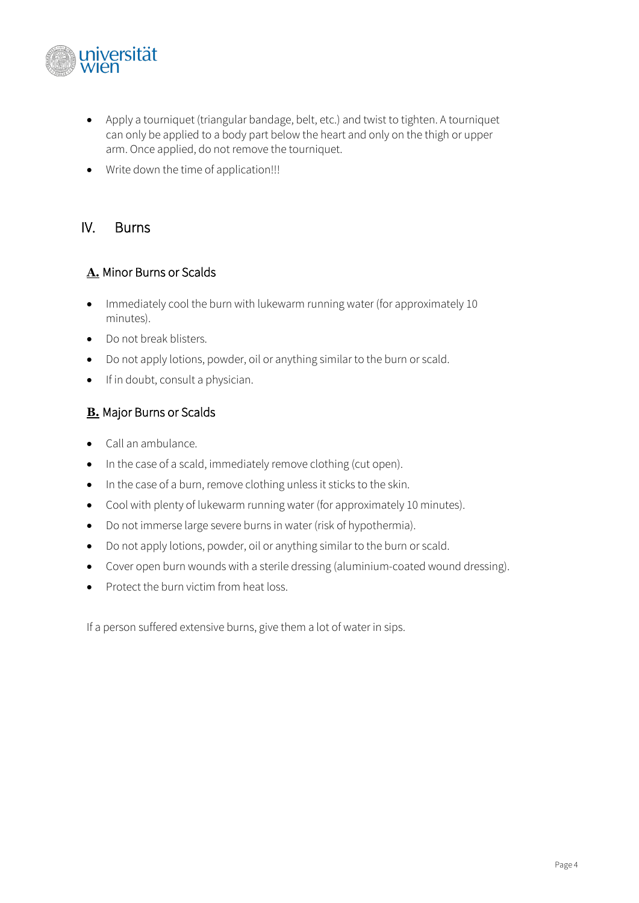- Apply a tourniquet (triangular bandage, belt, etc.) and twist to tighten. A tourniquet can only be applied to a body part below the heart and only on the thigh or upper arm. Once applied, do not remove the tourniquet.
- Write down the time of application!!!

## IV. Burns

### A. Minor Burns or Scalds

- Immediately cool the burn with lukewarm running water (for approximately 10 minutes).
- Do not break blisters.
- Do not apply lotions, powder, oil or anything similar to the burn or scald.
- If in doubt, consult a physician.

### B. Major Burns or Scalds

- Call an ambulance.
- In the case of a scald, immediately remove clothing (cut open).
- In the case of a burn, remove clothing unless it sticks to the skin.
- Cool with plenty of lukewarm running water (for approximately 10 minutes).
- Do not immerse large severe burns in water (risk of hypothermia).
- Do not apply lotions, powder, oil or anything similar to the burn or scald.
- Cover open burn wounds with a sterile dressing (aluminium-coated wound dressing).
- Protect the burn victim from heat loss.

If a person suffered extensive burns, give them a lot of water in sips.